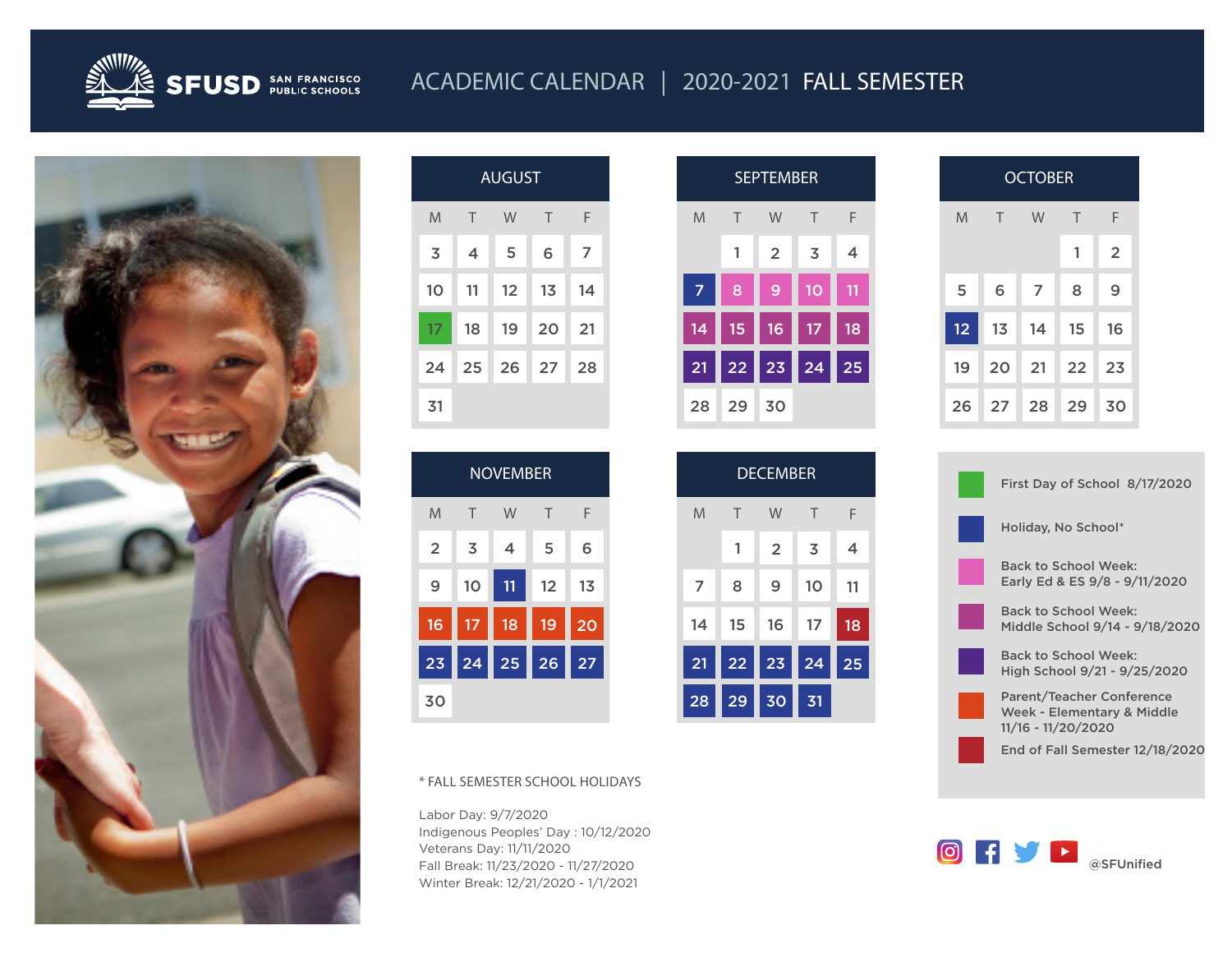# SFUSD SAN FRANCISCO PUBLIC SCHOOLS

## ACADEMIC CALENDAR | 2020-2021 FALL SEMESTER

### AUGUST

| M | T | W | T | F |
|---|---|---|---|---|
| 3 | 4 | 5 | 6 | 7 |
| 10 | 11 | 12 | 13 | 14 |
| 17 | 18 | 19 | 20 | 21 |
| 24 | 25 | 26 | 27 | 28 |
| 31 | | | | |

### SEPTEMBER

| M | T | W | T | F |
|---|---|---|---|---|
| | 1 | 2 | 3 | 4 |
| 7 | 8 | 9 | 10 | 11 |
| 14 | 15 | 16 | 17 | 18 |
| 21 | 22 | 23 | 24 | 25 |
| 28 | 29 | 30 | | |

### OCTOBER

| M | T | W | T | F |
|---|---|---|---|---|
| | | | 1 | 2 |
| 5 | 6 | 7 | 8 | 9 |
| 12 | 13 | 14 | 15 | 16 |
| 19 | 20 | 21 | 22 | 23 |
| 26 | 27 | 28 | 29 | 30 |

### NOVEMBER

| M | T | W | T | F |
|---|---|---|---|---|
| 2 | 3 | 4 | 5 | 6 |
| 9 | 10 | 11 | 12 | 13 |
| 16 | 17 | 18 | 19 | 20 |
| 23 | 24 | 25 | 26 | 27 |
| 30 | | | | |

### DECEMBER

| M | T | W | T | F |
|---|---|---|---|---|
| | 1 | 2 | 3 | 4 |
| 7 | 8 | 9 | 10 | 11 |
| 14 | 15 | 16 | 17 | 18 |
| 21 | 22 | 23 | 24 | 25 |
| 28 | 29 | 30 | 31 | |

- First Day of School 8/17/2020
- Holiday, No School*
- Back to School Week: Early Ed & ES 9/8 - 9/11/2020
- Back to School Week: Middle School 9/14 - 9/18/2020
- Back to School Week: High School 9/21 - 9/25/2020
- Parent/Teacher Conference Week - Elementary & Middle 11/16 - 11/20/2020
- End of Fall Semester 12/18/2020

\* FALL SEMESTER SCHOOL HOLIDAYS

Labor Day: 9/7/2020
Indigenous Peoples' Day : 10/12/2020
Veterans Day: 11/11/2020
Fall Break: 11/23/2020 - 11/27/2020
Winter Break: 12/21/2020 - 1/1/2021

@SFUnified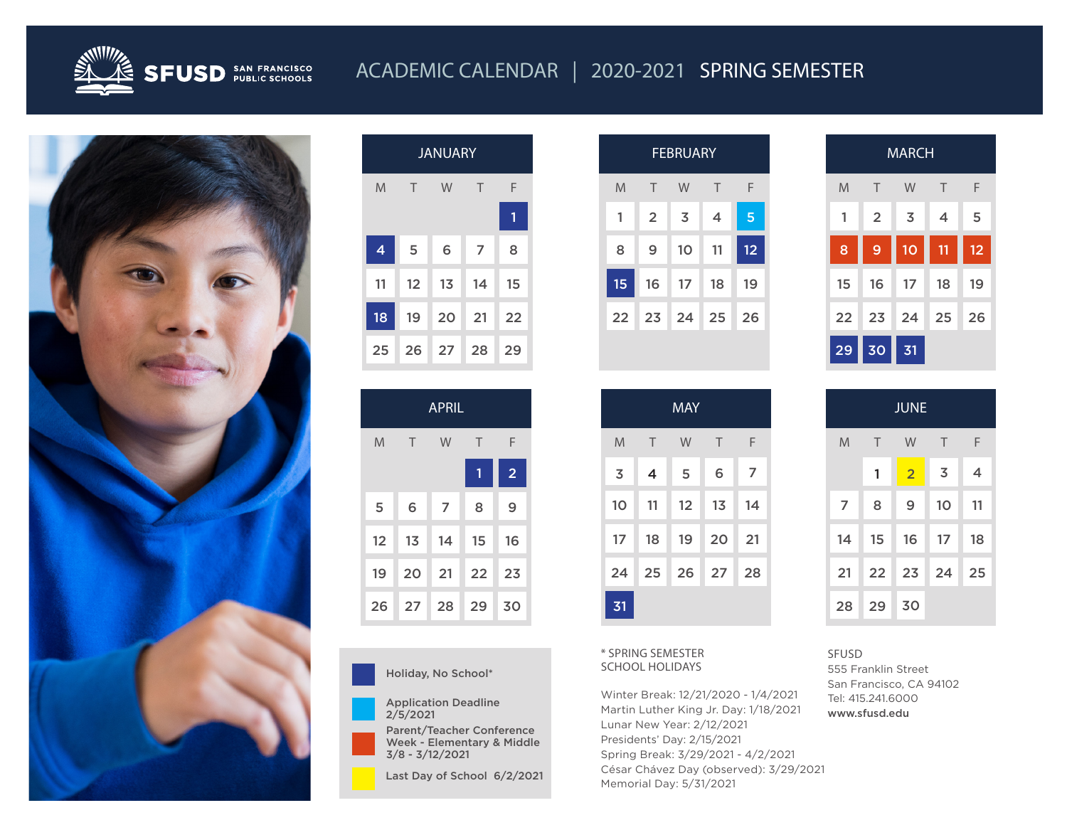# SFUSD SAN FRANCISCO PUBLIC SCHOOLS

## ACADEMIC CALENDAR | 2020-2021 SPRING SEMESTER

### JANUARY

| M | T | W | T | F |
|---|---|---|---|---|
| | | | | 1 |
| 4 | 5 | 6 | 7 | 8 |
| 11 | 12 | 13 | 14 | 15 |
| 18 | 19 | 20 | 21 | 22 |
| 25 | 26 | 27 | 28 | 29 |

### FEBRUARY

| M | T | W | T | F |
|---|---|---|---|---|
| 1 | 2 | 3 | 4 | 5 |
| 8 | 9 | 10 | 11 | 12 |
| 15 | 16 | 17 | 18 | 19 |
| 22 | 23 | 24 | 25 | 26 |

### MARCH

| M | T | W | T | F |
|---|---|---|---|---|
| 1 | 2 | 3 | 4 | 5 |
| 8 | 9 | 10 | 11 | 12 |
| 15 | 16 | 17 | 18 | 19 |
| 22 | 23 | 24 | 25 | 26 |
| 29 | 30 | 31 | | |

### APRIL

| M | T | W | T | F |
|---|---|---|---|---|
| | | | 1 | 2 |
| 5 | 6 | 7 | 8 | 9 |
| 12 | 13 | 14 | 15 | 16 |
| 19 | 20 | 21 | 22 | 23 |
| 26 | 27 | 28 | 29 | 30 |

### MAY

| M | T | W | T | F |
|---|---|---|---|---|
| 3 | 4 | 5 | 6 | 7 |
| 10 | 11 | 12 | 13 | 14 |
| 17 | 18 | 19 | 20 | 21 |
| 24 | 25 | 26 | 27 | 28 |
| 31 | | | | |

### JUNE

| M | T | W | T | F |
|---|---|---|---|---|
| | 1 | 2 | 3 | 4 |
| 7 | 8 | 9 | 10 | 11 |
| 14 | 15 | 16 | 17 | 18 |
| 21 | 22 | 23 | 24 | 25 |
| 28 | 29 | 30 | | |

**Legend:**

- Holiday, No School*
- Application Deadline 2/5/2021
- Parent/Teacher Conference Week - Elementary & Middle 3/8 - 3/12/2021
- Last Day of School 6/2/2021

\* SPRING SEMESTER SCHOOL HOLIDAYS

Winter Break: 12/21/2020 - 1/4/2021
Martin Luther King Jr. Day: 1/18/2021
Lunar New Year: 2/12/2021
Presidents' Day: 2/15/2021
Spring Break: 3/29/2021 - 4/2/2021
César Chávez Day (observed): 3/29/2021
Memorial Day: 5/31/2021

SFUSD
555 Franklin Street
San Francisco, CA 94102
Tel: 415.241.6000
**www.sfusd.edu**